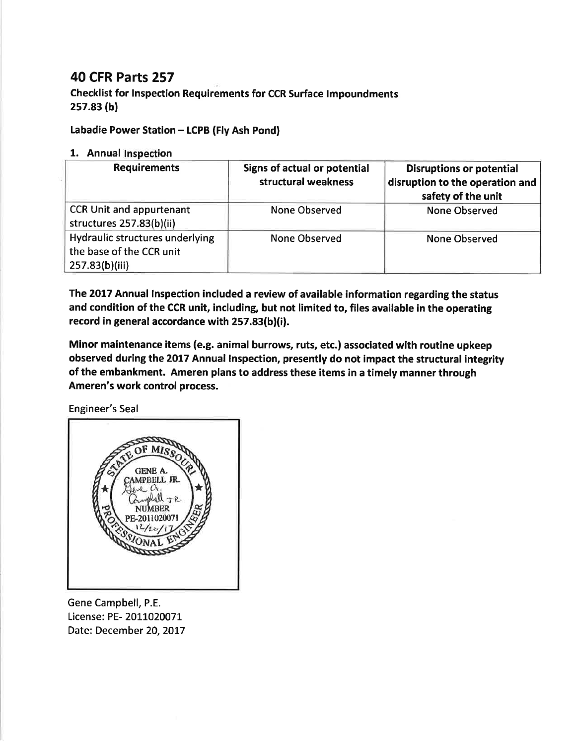# 40 CFR Parts 257

### Checklist for Inspection Requirements for CCR Surface Impoundments 257.83 (b)

**Labadie Power Station – LCPB (Fly Ash Pond)**

**1. Annual Inspection**

| Requirements | Signs of actual or potential structural weakness | Disruptions or potential disruption to the operation and safety of the unit |
|---|---|---|
| CCR Unit and appurtenant structures 257.83(b)(ii) | None Observed | None Observed |
| Hydraulic structures underlying the base of the CCR unit 257.83(b)(iii) | None Observed | None Observed |

**The 2017 Annual Inspection included a review of available information regarding the status and condition of the CCR unit, including, but not limited to, files available in the operating record in general accordance with 257.83(b)(i).**

**Minor maintenance items (e.g. animal burrows, ruts, etc.) associated with routine upkeep observed during the 2017 Annual Inspection, presently do not impact the structural integrity of the embankment. Ameren plans to address these items in a timely manner through Ameren's work control process.**

Engineer's Seal

STATE OF MISSOURI
GENE A. CAMPBELL JR.
NUMBER
PE-2011020071
12/20/17
PROFESSIONAL ENGINEER

Gene Campbell, P.E.
License: PE- 2011020071
Date: December 20, 2017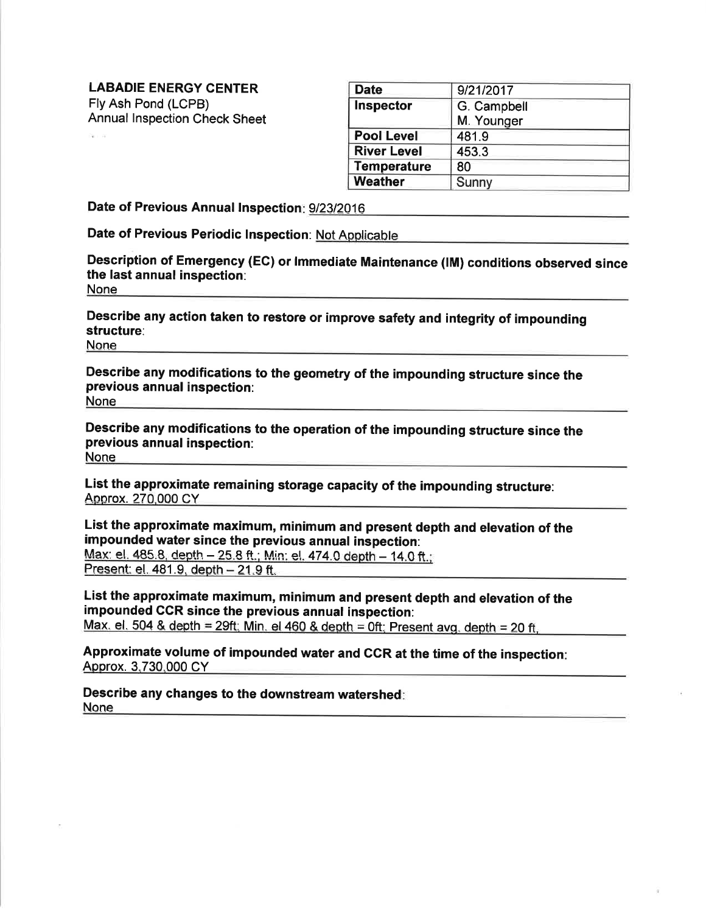**LABADIE ENERGY CENTER**
Fly Ash Pond (LCPB)
Annual Inspection Check Sheet

| | |
|---|---|
| **Date** | 9/21/2017 |
| **Inspector** | G. Campbell<br>M. Younger |
| **Pool Level** | 481.9 |
| **River Level** | 453.3 |
| **Temperature** | 80 |
| **Weather** | Sunny |

**Date of Previous Annual Inspection**: 9/23/2016

**Date of Previous Periodic Inspection**: Not Applicable

**Description of Emergency (EC) or Immediate Maintenance (IM) conditions observed since the last annual inspection**:
None

**Describe any action taken to restore or improve safety and integrity of impounding structure**:
None

**Describe any modifications to the geometry of the impounding structure since the previous annual inspection**:
None

**Describe any modifications to the operation of the impounding structure since the previous annual inspection**:
None

**List the approximate remaining storage capacity of the impounding structure**:
Approx. 270,000 CY

**List the approximate maximum, minimum and present depth and elevation of the impounded water since the previous annual inspection**:
Max: el. 485.8, depth – 25.8 ft.; Min: el. 474.0 depth – 14.0 ft.;
Present: el. 481.9, depth – 21.9 ft.

**List the approximate maximum, minimum and present depth and elevation of the impounded CCR since the previous annual inspection**:
Max. el. 504 & depth = 29ft; Min. el 460 & depth = 0ft; Present avg. depth = 20 ft.

**Approximate volume of impounded water and CCR at the time of the inspection**:
Approx. 3,730,000 CY

**Describe any changes to the downstream watershed**:
None